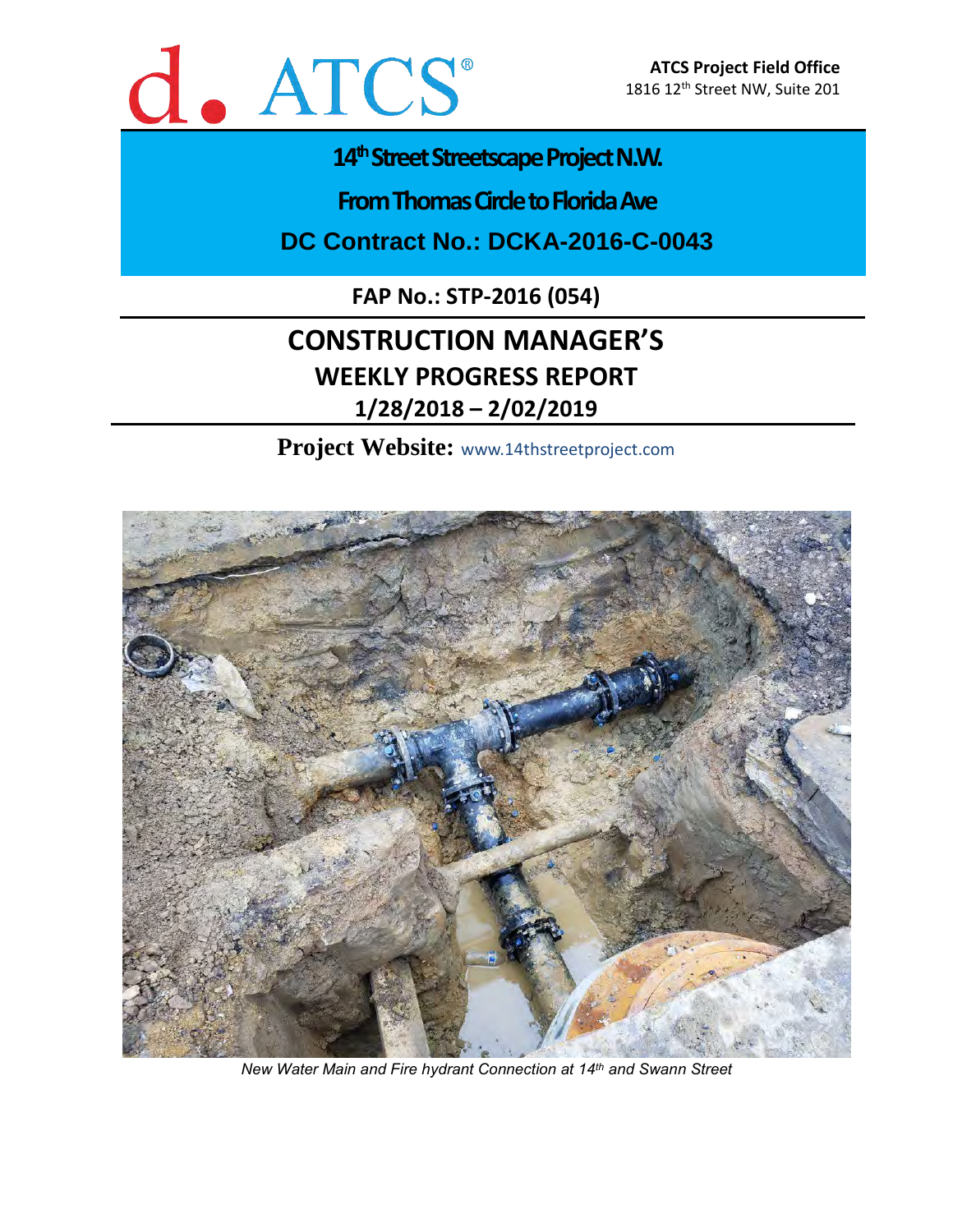d. ATCS®

**ATCS Project Field Office**
1816 12th Street NW, Suite 201

# 14th Street Streetscape Project N.W.

## From Thomas Circle to Florida Ave

## DC Contract No.: DCKA-2016-C-0043

**FAP No.: STP-2016 (054)**

# CONSTRUCTION MANAGER'S

## WEEKLY PROGRESS REPORT

## 1/28/2018 – 2/02/2019

**Project Website:** www.14thstreetproject.com

*New Water Main and Fire hydrant Connection at 14th and Swann Street*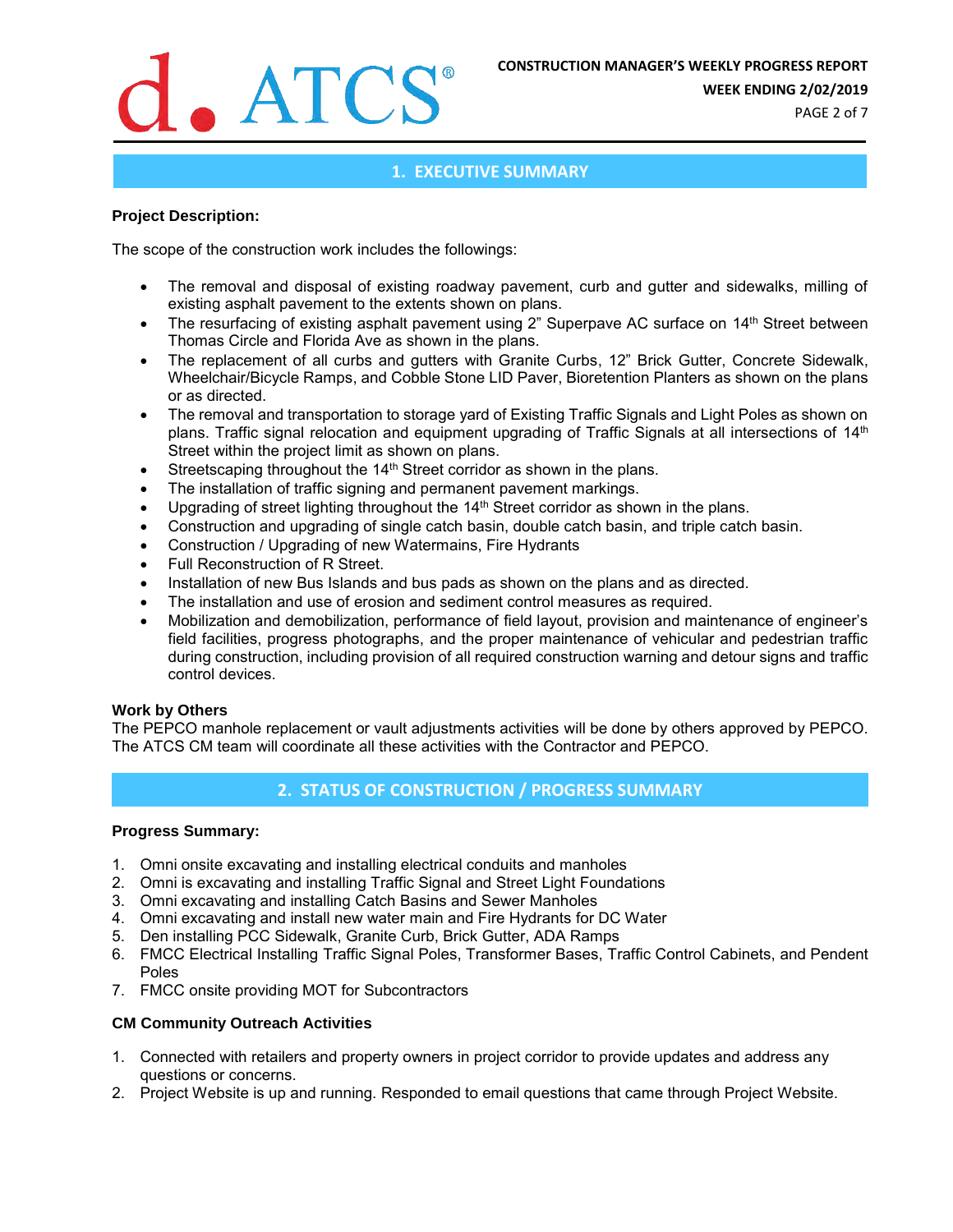## 1. EXECUTIVE SUMMARY

**Project Description:**

The scope of the construction work includes the followings:

- The removal and disposal of existing roadway pavement, curb and gutter and sidewalks, milling of existing asphalt pavement to the extents shown on plans.
- The resurfacing of existing asphalt pavement using 2" Superpave AC surface on 14th Street between Thomas Circle and Florida Ave as shown in the plans.
- The replacement of all curbs and gutters with Granite Curbs, 12" Brick Gutter, Concrete Sidewalk, Wheelchair/Bicycle Ramps, and Cobble Stone LID Paver, Bioretention Planters as shown on the plans or as directed.
- The removal and transportation to storage yard of Existing Traffic Signals and Light Poles as shown on plans. Traffic signal relocation and equipment upgrading of Traffic Signals at all intersections of 14th Street within the project limit as shown on plans.
- Streetscaping throughout the 14th Street corridor as shown in the plans.
- The installation of traffic signing and permanent pavement markings.
- Upgrading of street lighting throughout the 14th Street corridor as shown in the plans.
- Construction and upgrading of single catch basin, double catch basin, and triple catch basin.
- Construction / Upgrading of new Watermains, Fire Hydrants
- Full Reconstruction of R Street.
- Installation of new Bus Islands and bus pads as shown on the plans and as directed.
- The installation and use of erosion and sediment control measures as required.
- Mobilization and demobilization, performance of field layout, provision and maintenance of engineer's field facilities, progress photographs, and the proper maintenance of vehicular and pedestrian traffic during construction, including provision of all required construction warning and detour signs and traffic control devices.

**Work by Others**

The PEPCO manhole replacement or vault adjustments activities will be done by others approved by PEPCO. The ATCS CM team will coordinate all these activities with the Contractor and PEPCO.

## 2. STATUS OF CONSTRUCTION / PROGRESS SUMMARY

**Progress Summary:**

1. Omni onsite excavating and installing electrical conduits and manholes
2. Omni is excavating and installing Traffic Signal and Street Light Foundations
3. Omni excavating and installing Catch Basins and Sewer Manholes
4. Omni excavating and install new water main and Fire Hydrants for DC Water
5. Den installing PCC Sidewalk, Granite Curb, Brick Gutter, ADA Ramps
6. FMCC Electrical Installing Traffic Signal Poles, Transformer Bases, Traffic Control Cabinets, and Pendent Poles
7. FMCC onsite providing MOT for Subcontractors

**CM Community Outreach Activities**

1. Connected with retailers and property owners in project corridor to provide updates and address any questions or concerns.
2. Project Website is up and running. Responded to email questions that came through Project Website.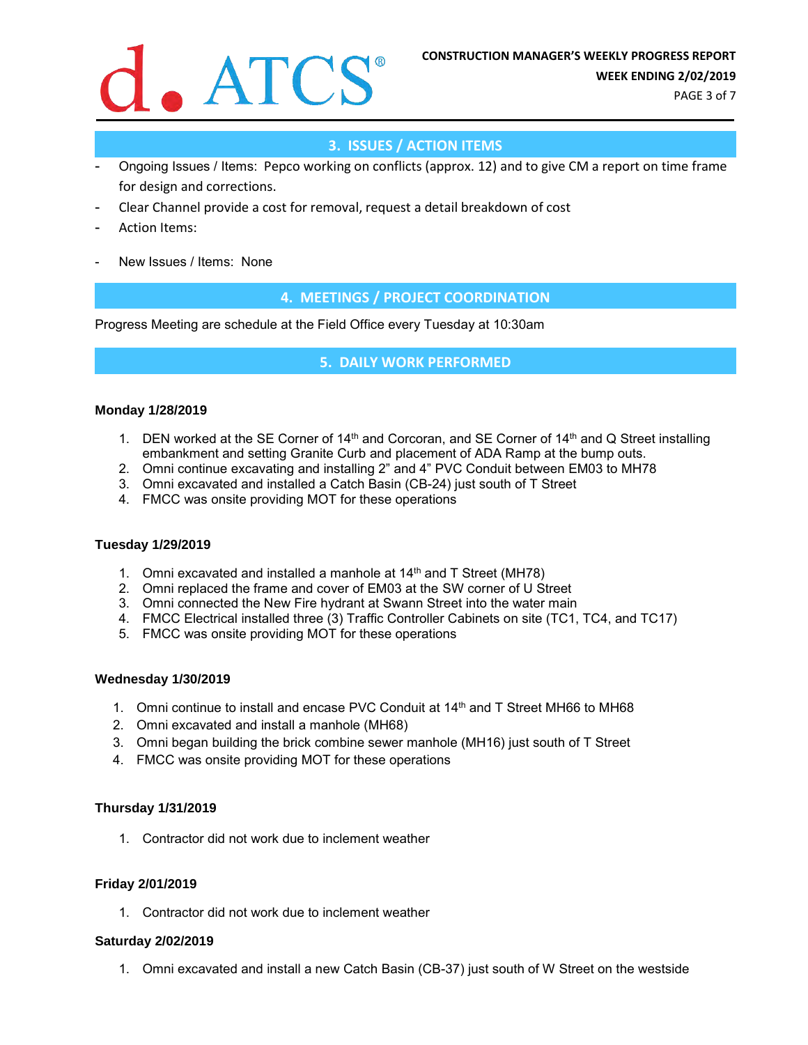## 3. ISSUES / ACTION ITEMS

- Ongoing Issues / Items: Pepco working on conflicts (approx. 12) and to give CM a report on time frame for design and corrections.
- Clear Channel provide a cost for removal, request a detail breakdown of cost
- Action Items:
- New Issues / Items: None

## 4. MEETINGS / PROJECT COORDINATION

Progress Meeting are schedule at the Field Office every Tuesday at 10:30am

## 5. DAILY WORK PERFORMED

**Monday 1/28/2019**

1. DEN worked at the SE Corner of 14th and Corcoran, and SE Corner of 14th and Q Street installing embankment and setting Granite Curb and placement of ADA Ramp at the bump outs.
2. Omni continue excavating and installing 2" and 4" PVC Conduit between EM03 to MH78
3. Omni excavated and installed a Catch Basin (CB-24) just south of T Street
4. FMCC was onsite providing MOT for these operations

**Tuesday 1/29/2019**

1. Omni excavated and installed a manhole at 14th and T Street (MH78)
2. Omni replaced the frame and cover of EM03 at the SW corner of U Street
3. Omni connected the New Fire hydrant at Swann Street into the water main
4. FMCC Electrical installed three (3) Traffic Controller Cabinets on site (TC1, TC4, and TC17)
5. FMCC was onsite providing MOT for these operations

**Wednesday 1/30/2019**

1. Omni continue to install and encase PVC Conduit at 14th and T Street MH66 to MH68
2. Omni excavated and install a manhole (MH68)
3. Omni began building the brick combine sewer manhole (MH16) just south of T Street
4. FMCC was onsite providing MOT for these operations

**Thursday 1/31/2019**

1. Contractor did not work due to inclement weather

**Friday 2/01/2019**

1. Contractor did not work due to inclement weather

**Saturday 2/02/2019**

1. Omni excavated and install a new Catch Basin (CB-37) just south of W Street on the westside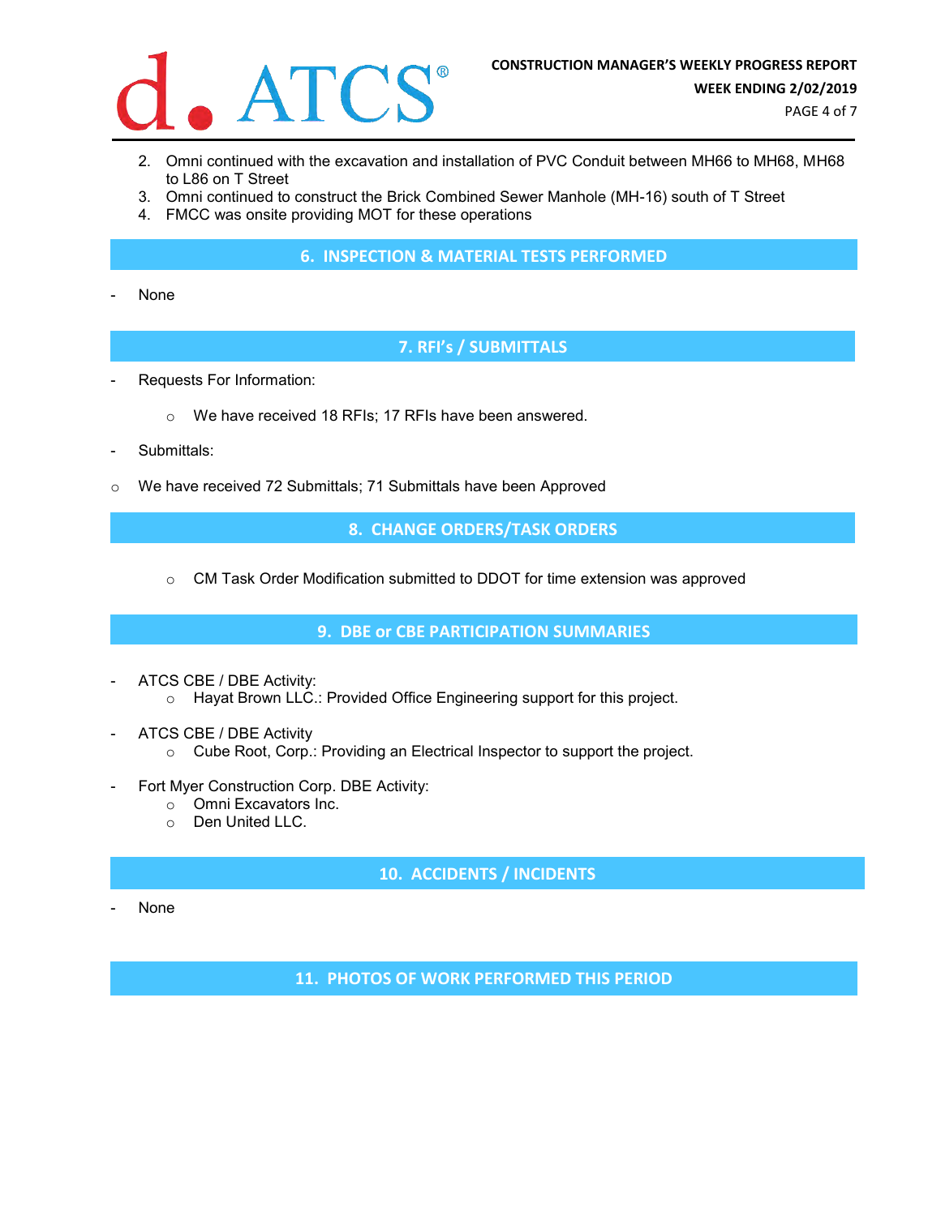2. Omni continued with the excavation and installation of PVC Conduit between MH66 to MH68, MH68 to L86 on T Street
3. Omni continued to construct the Brick Combined Sewer Manhole (MH-16) south of T Street
4. FMCC was onsite providing MOT for these operations

## 6. INSPECTION & MATERIAL TESTS PERFORMED

- None

## 7. RFI's / SUBMITTALS

- Requests For Information:
    - We have received 18 RFIs; 17 RFIs have been answered.
- Submittals:
- We have received 72 Submittals; 71 Submittals have been Approved

## 8. CHANGE ORDERS/TASK ORDERS

- CM Task Order Modification submitted to DDOT for time extension was approved

## 9. DBE or CBE PARTICIPATION SUMMARIES

- ATCS CBE / DBE Activity:
    - Hayat Brown LLC.: Provided Office Engineering support for this project.
- ATCS CBE / DBE Activity
    - Cube Root, Corp.: Providing an Electrical Inspector to support the project.
- Fort Myer Construction Corp. DBE Activity:
    - Omni Excavators Inc.
    - Den United LLC.

## 10. ACCIDENTS / INCIDENTS

- None

## 11. PHOTOS OF WORK PERFORMED THIS PERIOD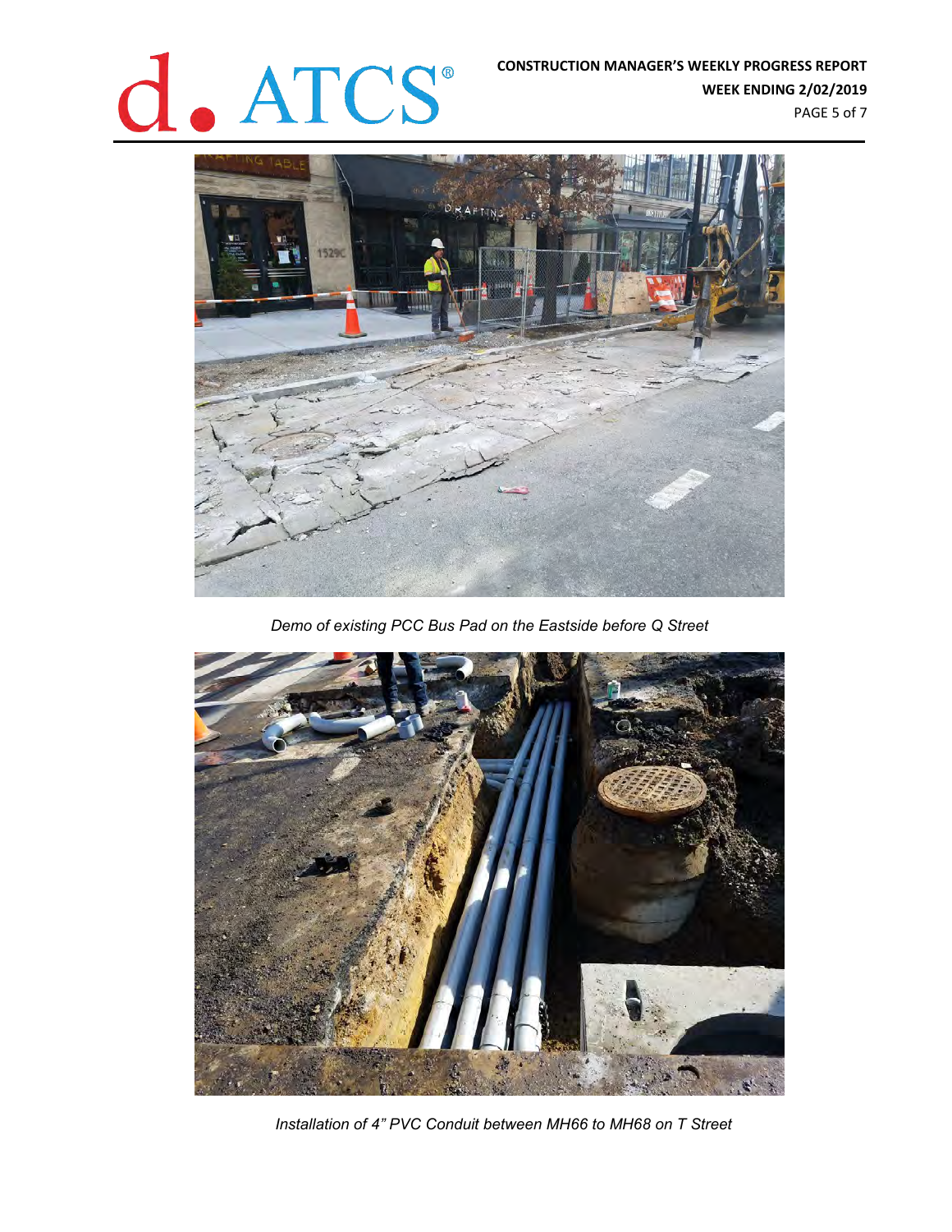*Demo of existing PCC Bus Pad on the Eastside before Q Street*

*Installation of 4" PVC Conduit between MH66 to MH68 on T Street*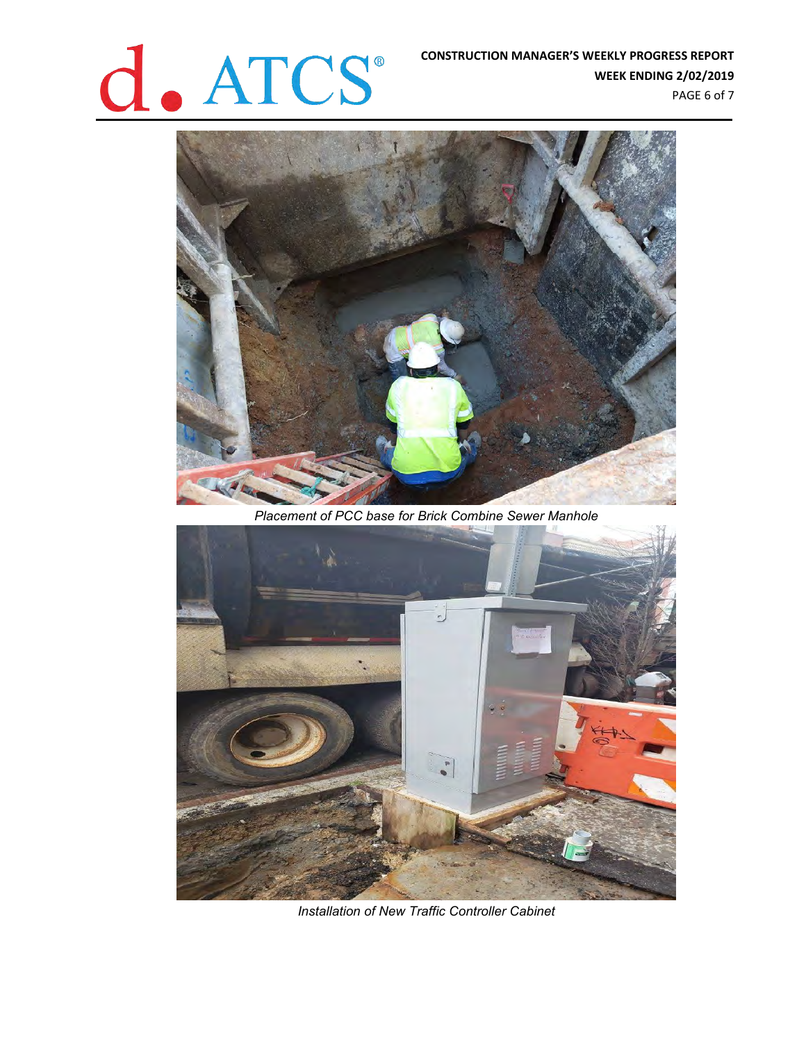*Placement of PCC base for Brick Combine Sewer Manhole*

*Installation of New Traffic Controller Cabinet*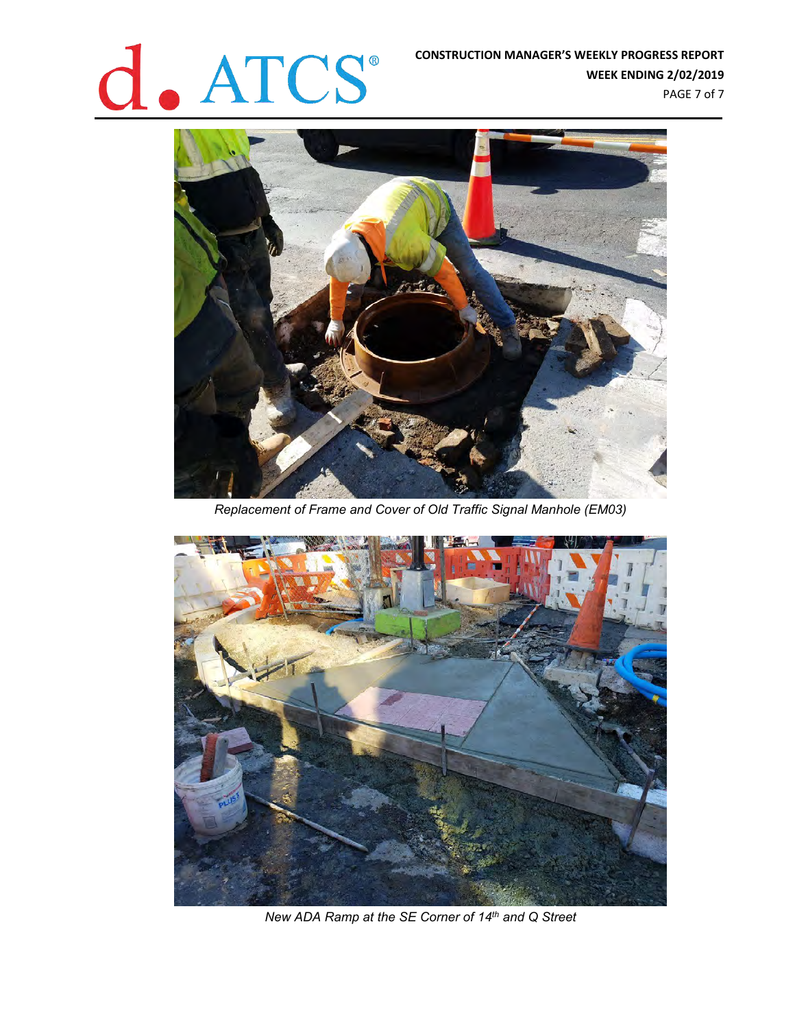*Replacement of Frame and Cover of Old Traffic Signal Manhole (EM03)*

*New ADA Ramp at the SE Corner of 14th and Q Street*